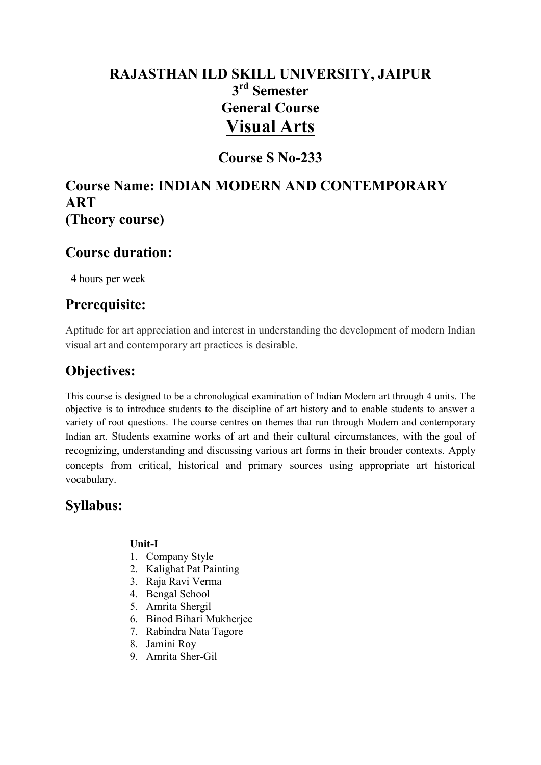# RAJASTHAN ILD SKILL UNIVERSITY, JAIPUR

**3rd Semester**

**General Course**

# Visual Arts

## Course S No-233

## Course Name: INDIAN MODERN AND CONTEMPORARY ART
## (Theory course)

## Course duration:

4 hours per week

## Prerequisite:

Aptitude for art appreciation and interest in understanding the development of modern Indian visual art and contemporary art practices is desirable.

## Objectives:

This course is designed to be a chronological examination of Indian Modern art through 4 units. The objective is to introduce students to the discipline of art history and to enable students to answer a variety of root questions. The course centres on themes that run through Modern and contemporary Indian art. Students examine works of art and their cultural circumstances, with the goal of recognizing, understanding and discussing various art forms in their broader contexts. Apply concepts from critical, historical and primary sources using appropriate art historical vocabulary.

## Syllabus:

**Unit-I**

1. Company Style
2. Kalighat Pat Painting
3. Raja Ravi Verma
4. Bengal School
5. Amrita Shergil
6. Binod Bihari Mukherjee
7. Rabindra Nata Tagore
8. Jamini Roy
9. Amrita Sher-Gil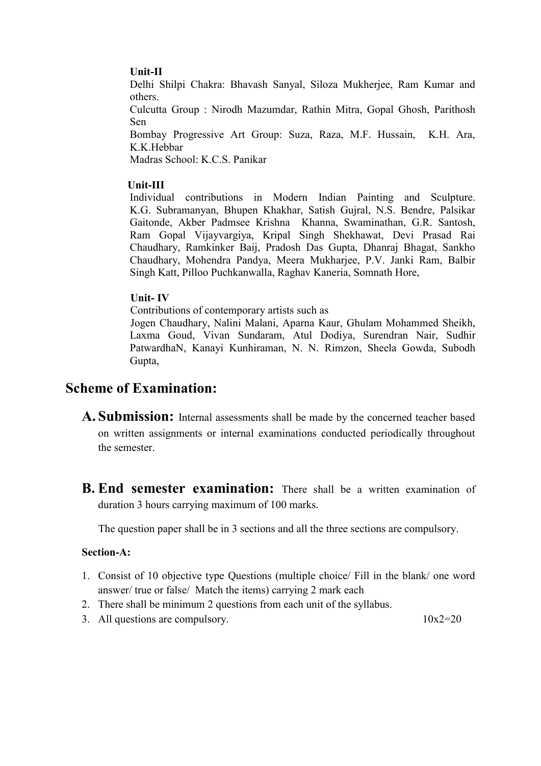**Unit-II**

Delhi Shilpi Chakra: Bhavash Sanyal, Siloza Mukherjee, Ram Kumar and others.

Culcutta Group : Nirodh Mazumdar, Rathin Mitra, Gopal Ghosh, Parithosh Sen

Bombay Progressive Art Group: Suza, Raza, M.F. Hussain, K.H. Ara, K.K.Hebbar

Madras School: K.C.S. Panikar

**Unit-III**

Individual contributions in Modern Indian Painting and Sculpture. K.G. Subramanyan, Bhupen Khakhar, Satish Gujral, N.S. Bendre, Palsikar Gaitonde, Akber Padmsee Krishna Khanna, Swaminathan, G.R. Santosh, Ram Gopal Vijayvargiya, Kripal Singh Shekhawat, Devi Prasad Rai Chaudhary, Ramkinker Baij, Pradosh Das Gupta, Dhanraj Bhagat, Sankho Chaudhary, Mohendra Pandya, Meera Mukharjee, P.V. Janki Ram, Balbir Singh Katt, Pilloo Puchkanwalla, Raghav Kaneria, Somnath Hore,

**Unit- IV**

Contributions of contemporary artists such as

Jogen Chaudhary, Nalini Malani, Aparna Kaur, Ghulam Mohammed Sheikh, Laxma Goud, Vivan Sundaram, Atul Dodiya, Surendran Nair, Sudhir PatwardhaN, Kanayi Kunhiraman, N. N. Rimzon, Sheela Gowda, Subodh Gupta,

## Scheme of Examination:

**A. Submission:** Internal assessments shall be made by the concerned teacher based on written assignments or internal examinations conducted periodically throughout the semester.

**B. End semester examination:** There shall be a written examination of duration 3 hours carrying maximum of 100 marks.

The question paper shall be in 3 sections and all the three sections are compulsory.

**Section-A:**

1. Consist of 10 objective type Questions (multiple choice/ Fill in the blank/ one word answer/ true or false/ Match the items) carrying 2 mark each
2. There shall be minimum 2 questions from each unit of the syllabus.
3. All questions are compulsory. 10x2=20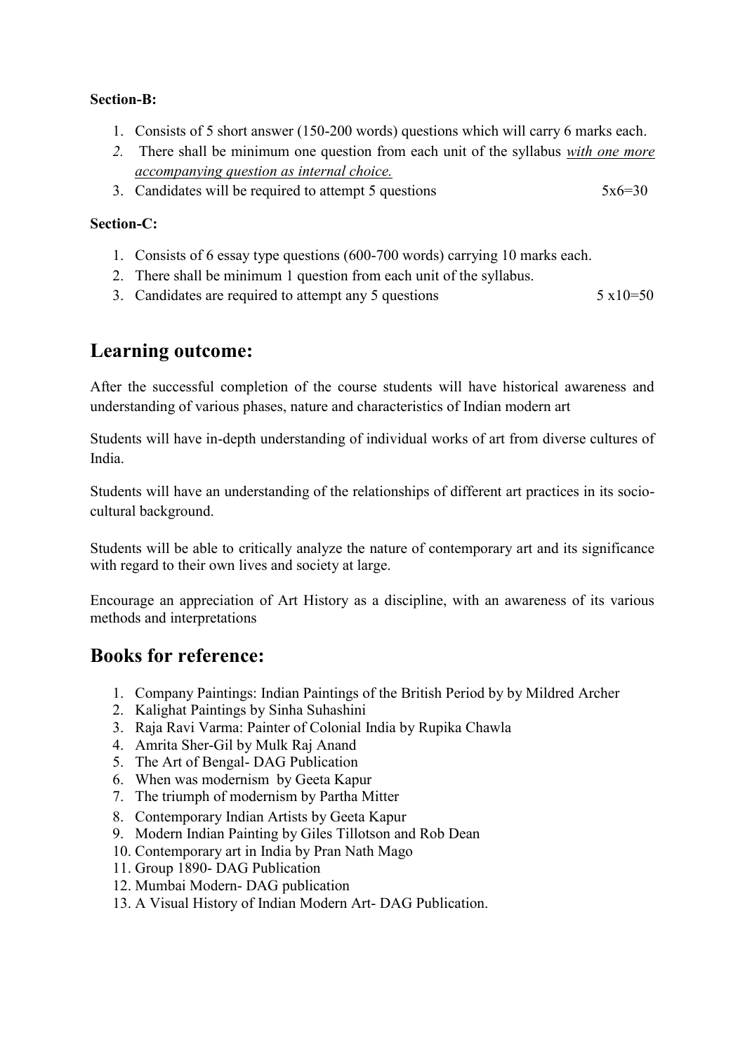**Section-B:**

1. Consists of 5 short answer (150-200 words) questions which will carry 6 marks each.
2. There shall be minimum one question from each unit of the syllabus *with one more accompanying question as internal choice.*
3. Candidates will be required to attempt 5 questions 5x6=30

**Section-C:**

1. Consists of 6 essay type questions (600-700 words) carrying 10 marks each.
2. There shall be minimum 1 question from each unit of the syllabus.
3. Candidates are required to attempt any 5 questions 5 x10=50

## Learning outcome:

After the successful completion of the course students will have historical awareness and understanding of various phases, nature and characteristics of Indian modern art

Students will have in-depth understanding of individual works of art from diverse cultures of India.

Students will have an understanding of the relationships of different art practices in its socio-cultural background.

Students will be able to critically analyze the nature of contemporary art and its significance with regard to their own lives and society at large.

Encourage an appreciation of Art History as a discipline, with an awareness of its various methods and interpretations

## Books for reference:

1. Company Paintings: Indian Paintings of the British Period by by Mildred Archer
2. Kalighat Paintings by Sinha Suhashini
3. Raja Ravi Varma: Painter of Colonial India by Rupika Chawla
4. Amrita Sher-Gil by Mulk Raj Anand
5. The Art of Bengal- DAG Publication
6. When was modernism by Geeta Kapur
7. The triumph of modernism by Partha Mitter
8. Contemporary Indian Artists by Geeta Kapur
9. Modern Indian Painting by Giles Tillotson and Rob Dean
10. Contemporary art in India by Pran Nath Mago
11. Group 1890- DAG Publication
12. Mumbai Modern- DAG publication
13. A Visual History of Indian Modern Art- DAG Publication.